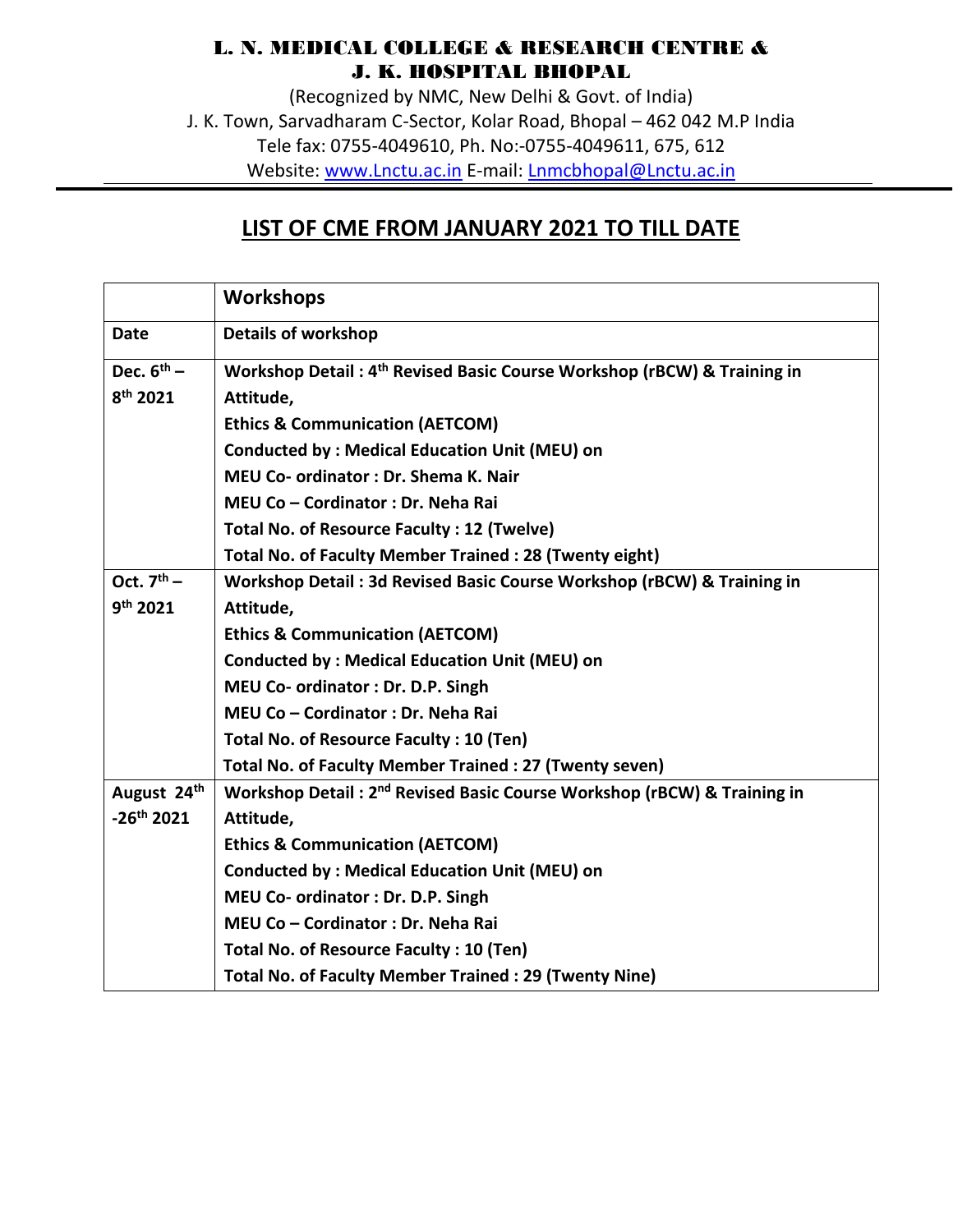# L. N. MEDICAL COLLEGE & RESEARCH CENTRE & J. K. HOSPITAL BHOPAL

(Recognized by NMC, New Delhi & Govt. of India)

J. K. Town, Sarvadharam C-Sector, Kolar Road, Bhopal – 462 042 M.P India

Tele fax: 0755-4049610, Ph. No:-0755-4049611, 675, 612

Website: www.Lnctu.ac.in E-mail: Lnmcbhopal@Lnctu.ac.in

## LIST OF CME FROM JANUARY 2021 TO TILL DATE

| | **Workshops** |
|---|---|
| **Date** | **Details of workshop** |
| **Dec. 6th – 8th 2021** | **Workshop Detail : 4th Revised Basic Course Workshop (rBCW) & Training in Attitude,**<br>**Ethics & Communication (AETCOM)**<br>**Conducted by : Medical Education Unit (MEU) on**<br>**MEU Co- ordinator : Dr. Shema K. Nair**<br>**MEU Co – Cordinator : Dr. Neha Rai**<br>**Total No. of Resource Faculty : 12 (Twelve)**<br>**Total No. of Faculty Member Trained : 28 (Twenty eight)** |
| **Oct. 7th – 9th 2021** | **Workshop Detail : 3d Revised Basic Course Workshop (rBCW) & Training in Attitude,**<br>**Ethics & Communication (AETCOM)**<br>**Conducted by : Medical Education Unit (MEU) on**<br>**MEU Co- ordinator : Dr. D.P. Singh**<br>**MEU Co – Cordinator : Dr. Neha Rai**<br>**Total No. of Resource Faculty : 10 (Ten)**<br>**Total No. of Faculty Member Trained : 27 (Twenty seven)** |
| **August 24th -26th 2021** | **Workshop Detail : 2nd Revised Basic Course Workshop (rBCW) & Training in Attitude,**<br>**Ethics & Communication (AETCOM)**<br>**Conducted by : Medical Education Unit (MEU) on**<br>**MEU Co- ordinator : Dr. D.P. Singh**<br>**MEU Co – Cordinator : Dr. Neha Rai**<br>**Total No. of Resource Faculty : 10 (Ten)**<br>**Total No. of Faculty Member Trained : 29 (Twenty Nine)** |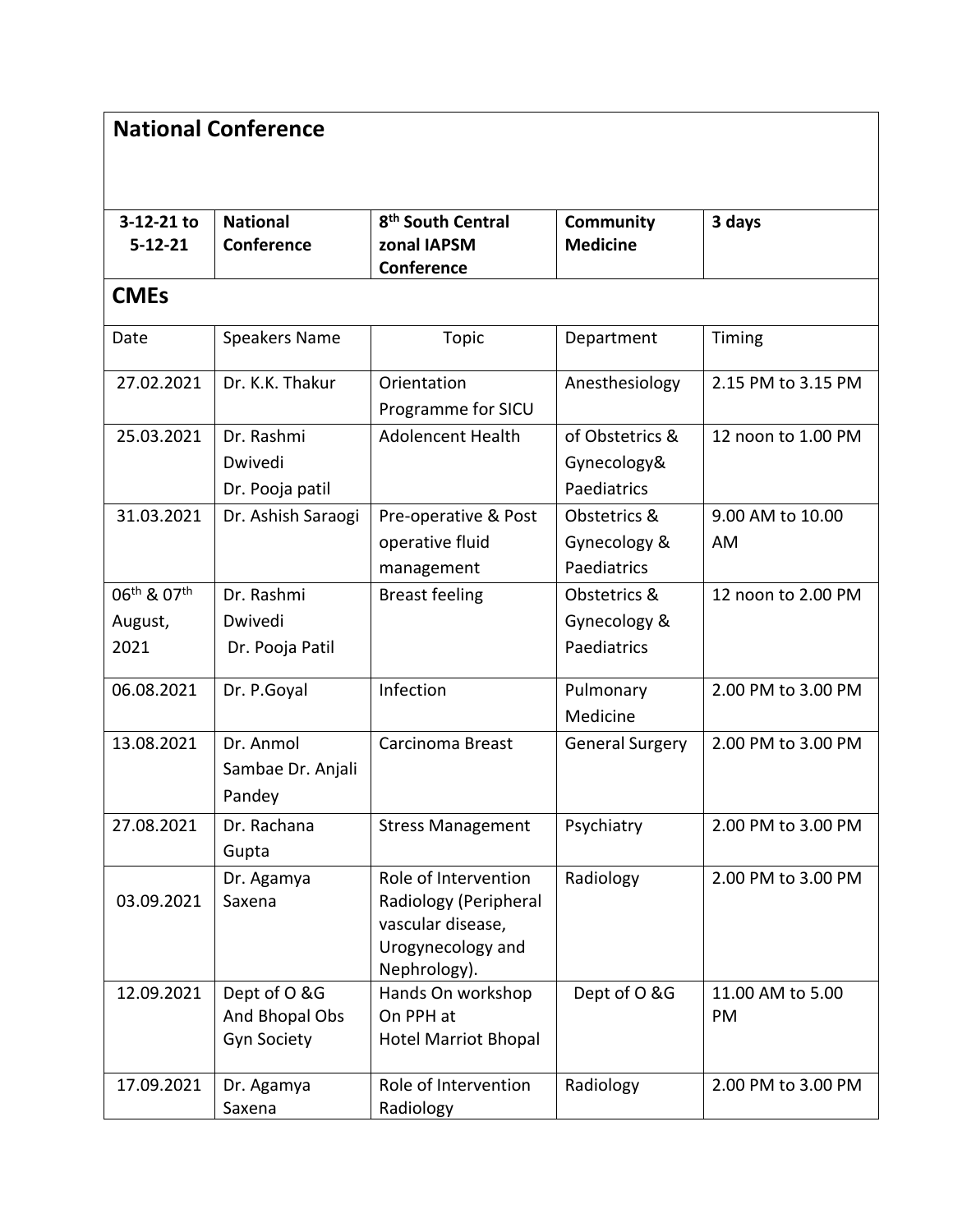## National Conference

| 3-12-21 to 5-12-21 | National Conference | 8th South Central zonal IAPSM Conference | Community Medicine | 3 days |
|---|---|---|---|---|

## CMEs

| Date | Speakers Name | Topic | Department | Timing |
|---|---|---|---|---|
| 27.02.2021 | Dr. K.K. Thakur | Orientation Programme for SICU | Anesthesiology | 2.15 PM to 3.15 PM |
| 25.03.2021 | Dr. Rashmi Dwivedi Dr. Pooja patil | Adolencent Health | of Obstetrics & Gynecology& Paediatrics | 12 noon to 1.00 PM |
| 31.03.2021 | Dr. Ashish Saraogi | Pre-operative & Post operative fluid management | Obstetrics & Gynecology & Paediatrics | 9.00 AM to 10.00 AM |
| 06th & 07th August, 2021 | Dr. Rashmi Dwivedi Dr. Pooja Patil | Breast feeling | Obstetrics & Gynecology & Paediatrics | 12 noon to 2.00 PM |
| 06.08.2021 | Dr. P.Goyal | Infection | Pulmonary Medicine | 2.00 PM to 3.00 PM |
| 13.08.2021 | Dr. Anmol Sambae Dr. Anjali Pandey | Carcinoma Breast | General Surgery | 2.00 PM to 3.00 PM |
| 27.08.2021 | Dr. Rachana Gupta | Stress Management | Psychiatry | 2.00 PM to 3.00 PM |
| 03.09.2021 | Dr. Agamya Saxena | Role of Intervention Radiology (Peripheral vascular disease, Urogynecology and Nephrology). | Radiology | 2.00 PM to 3.00 PM |
| 12.09.2021 | Dept of O &G And Bhopal Obs Gyn Society | Hands On workshop On PPH at Hotel Marriot Bhopal | Dept of O &G | 11.00 AM to 5.00 PM |
| 17.09.2021 | Dr. Agamya Saxena | Role of Intervention Radiology | Radiology | 2.00 PM to 3.00 PM |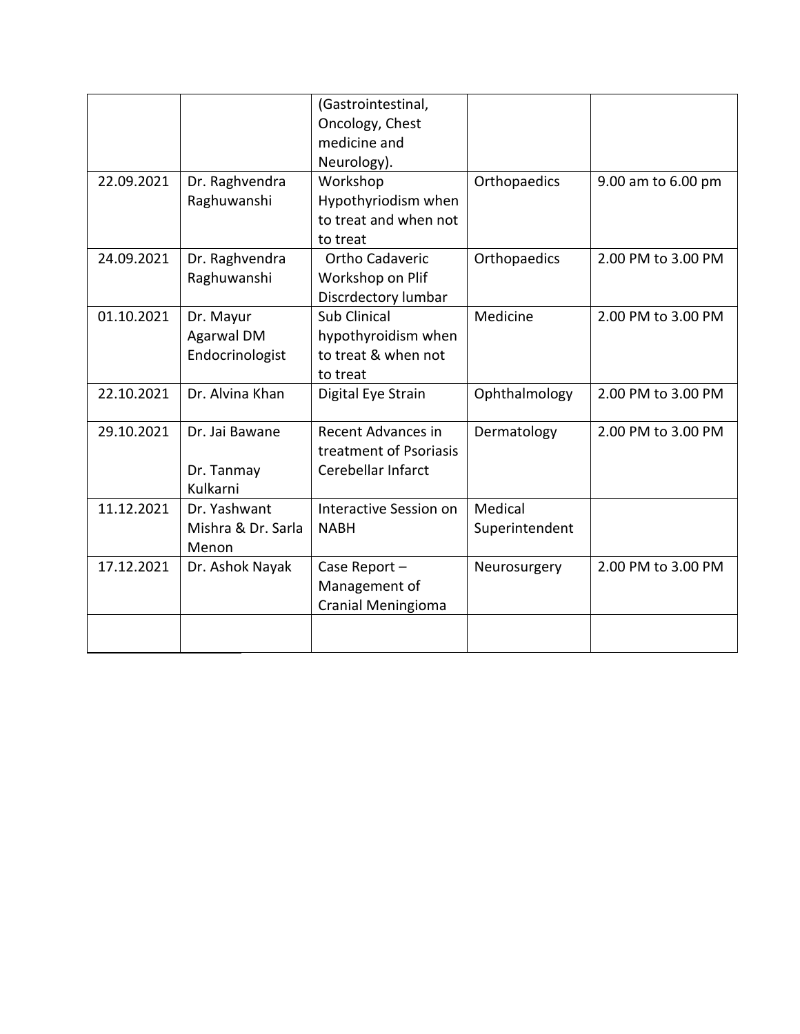| | | | | |
|---|---|---|---|---|
| | | (Gastrointestinal, Oncology, Chest medicine and Neurology). | | |
| 22.09.2021 | Dr. Raghvendra Raghuwanshi | Workshop Hypothyriodism when to treat and when not to treat | Orthopaedics | 9.00 am to 6.00 pm |
| 24.09.2021 | Dr. Raghvendra Raghuwanshi | Ortho Cadaveric Workshop on Plif Discrdectory lumbar | Orthopaedics | 2.00 PM to 3.00 PM |
| 01.10.2021 | Dr. Mayur Agarwal DM Endocrinologist | Sub Clinical hypothyroidism when to treat & when not to treat | Medicine | 2.00 PM to 3.00 PM |
| 22.10.2021 | Dr. Alvina Khan | Digital Eye Strain | Ophthalmology | 2.00 PM to 3.00 PM |
| 29.10.2021 | Dr. Jai Bawane<br><br>Dr. Tanmay Kulkarni | Recent Advances in treatment of Psoriasis Cerebellar Infarct | Dermatology | 2.00 PM to 3.00 PM |
| 11.12.2021 | Dr. Yashwant Mishra & Dr. Sarla Menon | Interactive Session on NABH | Medical Superintendent | |
| 17.12.2021 | Dr. Ashok Nayak | Case Report – Management of Cranial Meningioma | Neurosurgery | 2.00 PM to 3.00 PM |
| | | | | |